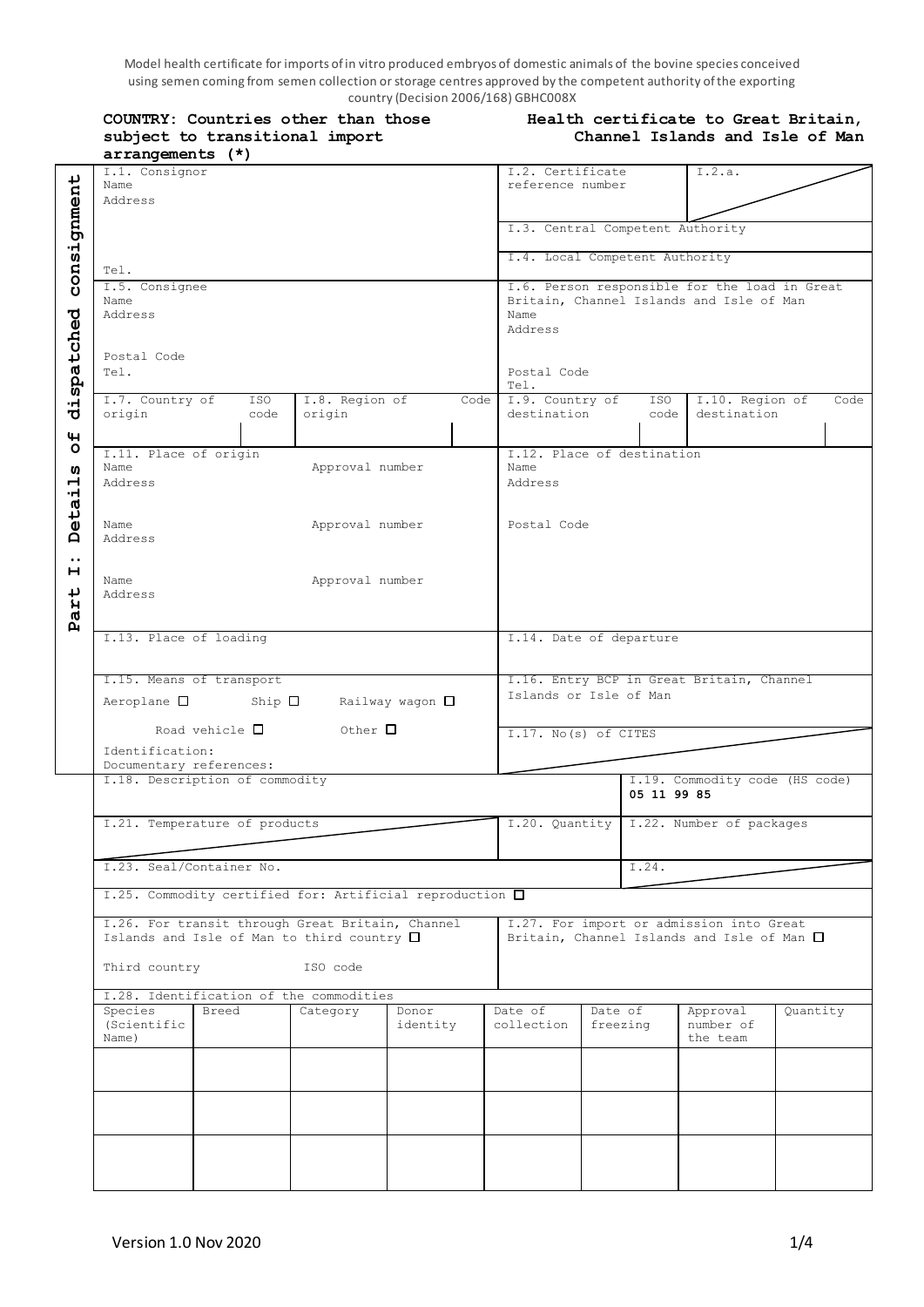Model health certificate for imports of in vitro produced embryos of domestic animals of the bovine species conceived using semen coming from semen collection or storage centres approved by the competent authority of the exporting country (Decision 2006/168) GBHC008X

**COUNTRY: Countries other than those subject to transitional import arrangements (*)**

**Health certificate to Great Britain, Channel Islands and Isle of Man**

**Part I: Details of dispatched consignment**

| | |
|---|---|
| I.1. Consignor<br>Name<br>Address<br><br>Tel. | I.2. Certificate reference number<br>I.2.a.<br>I.3. Central Competent Authority<br>I.4. Local Competent Authority |
| I.5. Consignee<br>Name<br>Address<br>Postal Code<br>Tel. | I.6. Person responsible for the load in Great Britain, Channel Islands and Isle of Man<br>Name<br>Address<br>Postal Code<br>Tel. |
| I.7. Country of origin / ISO code<br>I.8. Region of origin / Code | I.9. Country of destination / ISO code<br>I.10. Region of destination / Code |
| I.11. Place of origin<br>Name / Approval number<br>Address<br>Name / Approval number<br>Address<br>Name / Approval number<br>Address | I.12. Place of destination<br>Name<br>Address<br>Postal Code |
| I.13. Place of loading | I.14. Date of departure |
| I.15. Means of transport<br>Aeroplane ☐ Ship ☐ Railway wagon ☐<br>Road vehicle ☐ Other ☐<br>Identification:<br>Documentary references: | I.16. Entry BCP in Great Britain, Channel Islands or Isle of Man<br>I.17. No(s) of CITES |
| I.18. Description of commodity | I.19. Commodity code (HS code)<br>**05 11 99 85** |
| I.21. Temperature of products | I.20. Quantity<br>I.22. Number of packages |
| I.23. Seal/Container No. | I.24. |
| I.25. Commodity certified for: Artificial reproduction ☐ | |
| I.26. For transit through Great Britain, Channel Islands and Isle of Man to third country ☐<br>Third country / ISO code | I.27. For import or admission into Great Britain, Channel Islands and Isle of Man ☐ |

I.28. Identification of the commodities

| Species (Scientific Name) | Breed | Category | Donor identity | Date of collection | Date of freezing | Approval number of the team | Quantity |
|---|---|---|---|---|---|---|---|
| | | | | | | | |
| | | | | | | | |
| | | | | | | | |

Version 1.0 Nov 2020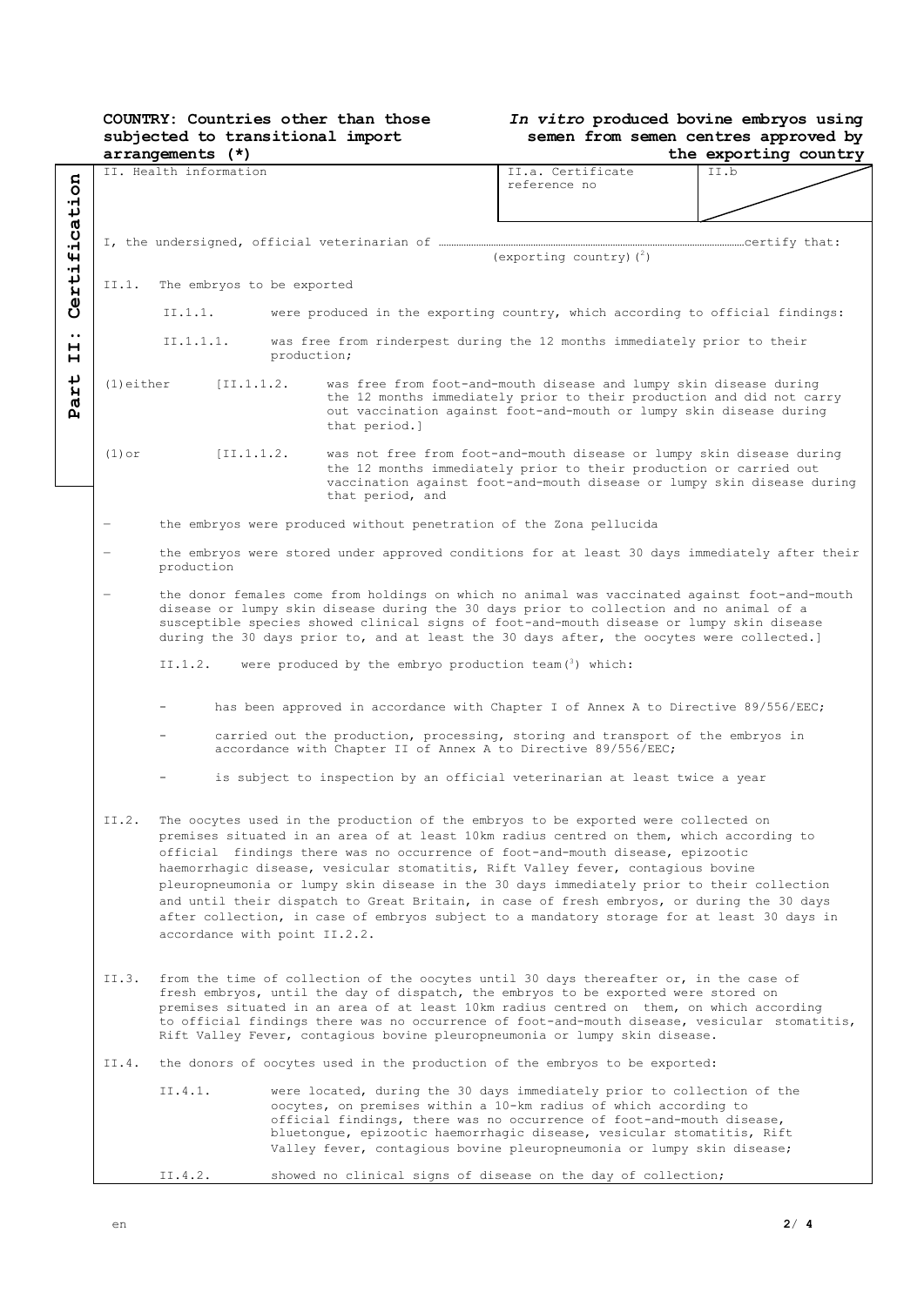**COUNTRY: Countries other than those subjected to transitional import arrangements (*)**

***In vitro*** **produced bovine embryos using semen from semen centres approved by the exporting country**

**Part II: Certification**

| II. Health information | II.a. Certificate reference no | II.b |
|---|---|---|

I, the undersigned, official veterinarian of ……………………………………………………… certify that:
(exporting country) [2]

II.1. The embryos to be exported

II.1.1. were produced in the exporting country, which according to official findings:

II.1.1.1. was free from rinderpest during the 12 months immediately prior to their production;

(1) either [II.1.1.2. was free from foot-and-mouth disease and lumpy skin disease during the 12 months immediately prior to their production and did not carry out vaccination against foot-and-mouth or lumpy skin disease during that period.]

(1) or [II.1.1.2. was not free from foot-and-mouth disease or lumpy skin disease during the 12 months immediately prior to their production or carried out vaccination against foot-and-mouth disease or lumpy skin disease during that period, and

- the embryos were produced without penetration of the Zona pellucida
- the embryos were stored under approved conditions for at least 30 days immediately after their production
- the donor females come from holdings on which no animal was vaccinated against foot-and-mouth disease or lumpy skin disease during the 30 days prior to collection and no animal of a susceptible species showed clinical signs of foot-and-mouth disease or lumpy skin disease during the 30 days prior to, and at least the 30 days after, the oocytes were collected.]

II.1.2. were produced by the embryo production team [3] which:

- has been approved in accordance with Chapter I of Annex A to Directive 89/556/EEC;
- carried out the production, processing, storing and transport of the embryos in accordance with Chapter II of Annex A to Directive 89/556/EEC;
- is subject to inspection by an official veterinarian at least twice a year

II.2. The oocytes used in the production of the embryos to be exported were collected on premises situated in an area of at least 10km radius centred on them, which according to official findings there was no occurrence of foot-and-mouth disease, epizootic haemorrhagic disease, vesicular stomatitis, Rift Valley fever, contagious bovine pleuropneumonia or lumpy skin disease in the 30 days immediately prior to their collection and until their dispatch to Great Britain, in case of fresh embryos, or during the 30 days after collection, in case of embryos subject to a mandatory storage for at least 30 days in accordance with point II.2.2.

II.3. from the time of collection of the oocytes until 30 days thereafter or, in the case of fresh embryos, until the day of dispatch, the embryos to be exported were stored on premises situated in an area of at least 10km radius centred on them, on which according to official findings there was no occurrence of foot-and-mouth disease, vesicular stomatitis, Rift Valley Fever, contagious bovine pleuropneumonia or lumpy skin disease.

II.4. the donors of oocytes used in the production of the embryos to be exported:

II.4.1. were located, during the 30 days immediately prior to collection of the oocytes, on premises within a 10-km radius of which according to official findings, there was no occurrence of foot-and-mouth disease, bluetongue, epizootic haemorrhagic disease, vesicular stomatitis, Rift Valley fever, contagious bovine pleuropneumonia or lumpy skin disease;

II.4.2. showed no clinical signs of disease on the day of collection;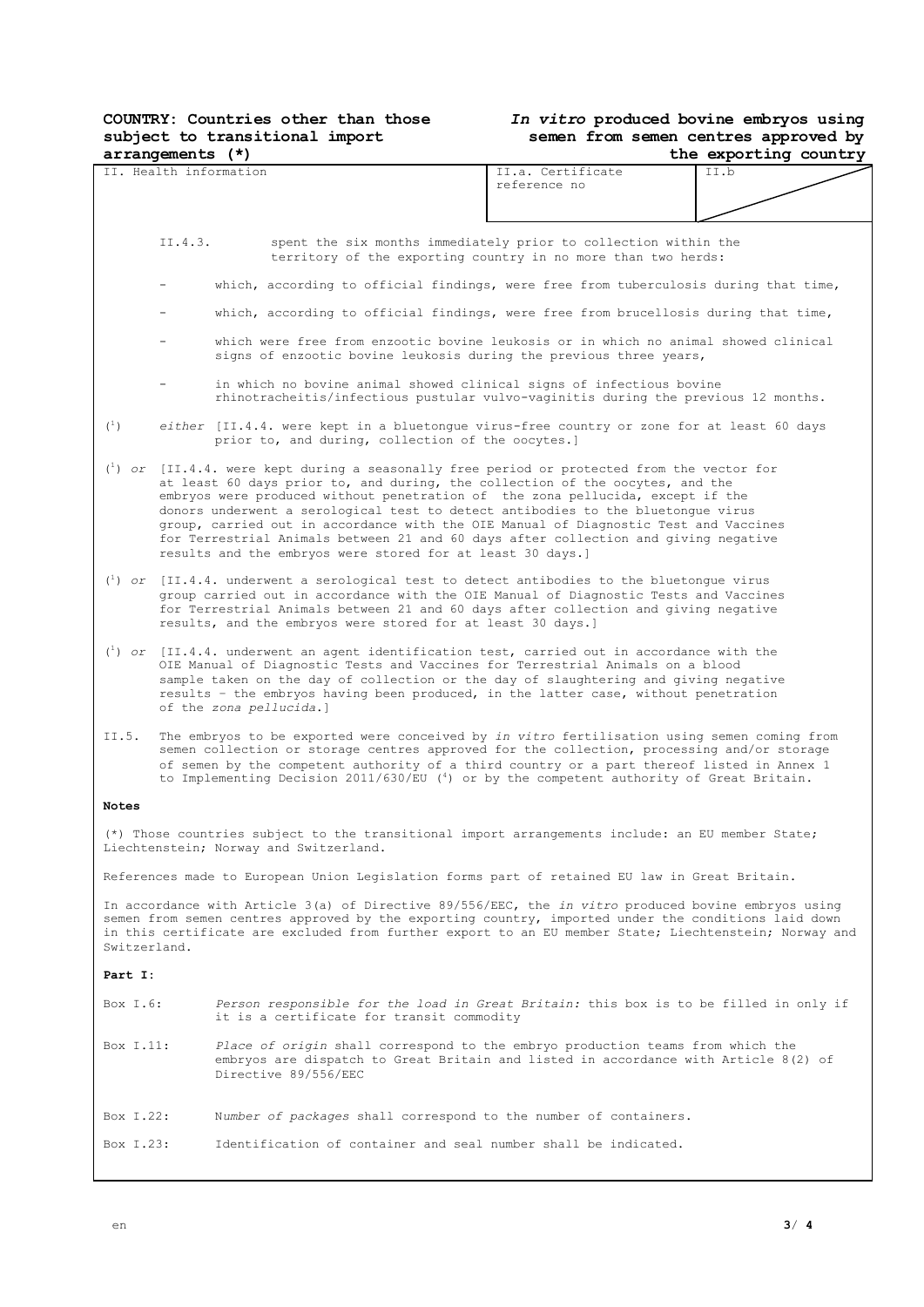**COUNTRY: Countries other than those subject to transitional import arrangements (*)**

***In vitro* produced bovine embryos using semen from semen centres approved by the exporting country**

| II. Health information | II.a. Certificate reference no | II.b |
|---|---|---|

II.4.3. spent the six months immediately prior to collection within the territory of the exporting country in no more than two herds:

- which, according to official findings, were free from tuberculosis during that time,
- which, according to official findings, were free from brucellosis during that time,
- which were free from enzootic bovine leukosis or in which no animal showed clinical signs of enzootic bovine leukosis during the previous three years,
- in which no bovine animal showed clinical signs of infectious bovine rhinotracheitis/infectious pustular vulvo-vaginitis during the previous 12 months.

(1) *either* [II.4.4. were kept in a bluetongue virus-free country or zone for at least 60 days prior to, and during, collection of the oocytes.]

(1) *or* [II.4.4. were kept during a seasonally free period or protected from the vector for at least 60 days prior to, and during, the collection of the oocytes, and the embryos were produced without penetration of the zona pellucida, except if the donors underwent a serological test to detect antibodies to the bluetongue virus group, carried out in accordance with the OIE Manual of Diagnostic Test and Vaccines for Terrestrial Animals between 21 and 60 days after collection and giving negative results and the embryos were stored for at least 30 days.]

(1) *or* [II.4.4. underwent a serological test to detect antibodies to the bluetongue virus group carried out in accordance with the OIE Manual of Diagnostic Tests and Vaccines for Terrestrial Animals between 21 and 60 days after collection and giving negative results, and the embryos were stored for at least 30 days.]

(1) *or* [II.4.4. underwent an agent identification test, carried out in accordance with the OIE Manual of Diagnostic Tests and Vaccines for Terrestrial Animals on a blood sample taken on the day of collection or the day of slaughtering and giving negative results – the embryos having been produced, in the latter case, without penetration of the *zona pellucida*.]

II.5. The embryos to be exported were conceived by *in vitro* fertilisation using semen coming from semen collection or storage centres approved for the collection, processing and/or storage of semen by the competent authority of a third country or a part thereof listed in Annex 1 to Implementing Decision 2011/630/EU (4) or by the competent authority of Great Britain.

**Notes**

(*) Those countries subject to the transitional import arrangements include: an EU member State; Liechtenstein; Norway and Switzerland.

References made to European Union Legislation forms part of retained EU law in Great Britain.

In accordance with Article 3(a) of Directive 89/556/EEC, the *in vitro* produced bovine embryos using semen from semen centres approved by the exporting country, imported under the conditions laid down in this certificate are excluded from further export to an EU member State; Liechtenstein; Norway and Switzerland.

**Part I:**

Box I.6: *Person responsible for the load in Great Britain:* this box is to be filled in only if it is a certificate for transit commodity

Box I.11: *Place of origin* shall correspond to the embryo production teams from which the embryos are dispatch to Great Britain and listed in accordance with Article 8(2) of Directive 89/556/EEC

Box I.22: N*umber of packages* shall correspond to the number of containers.

Box I.23: Identification of container and seal number shall be indicated.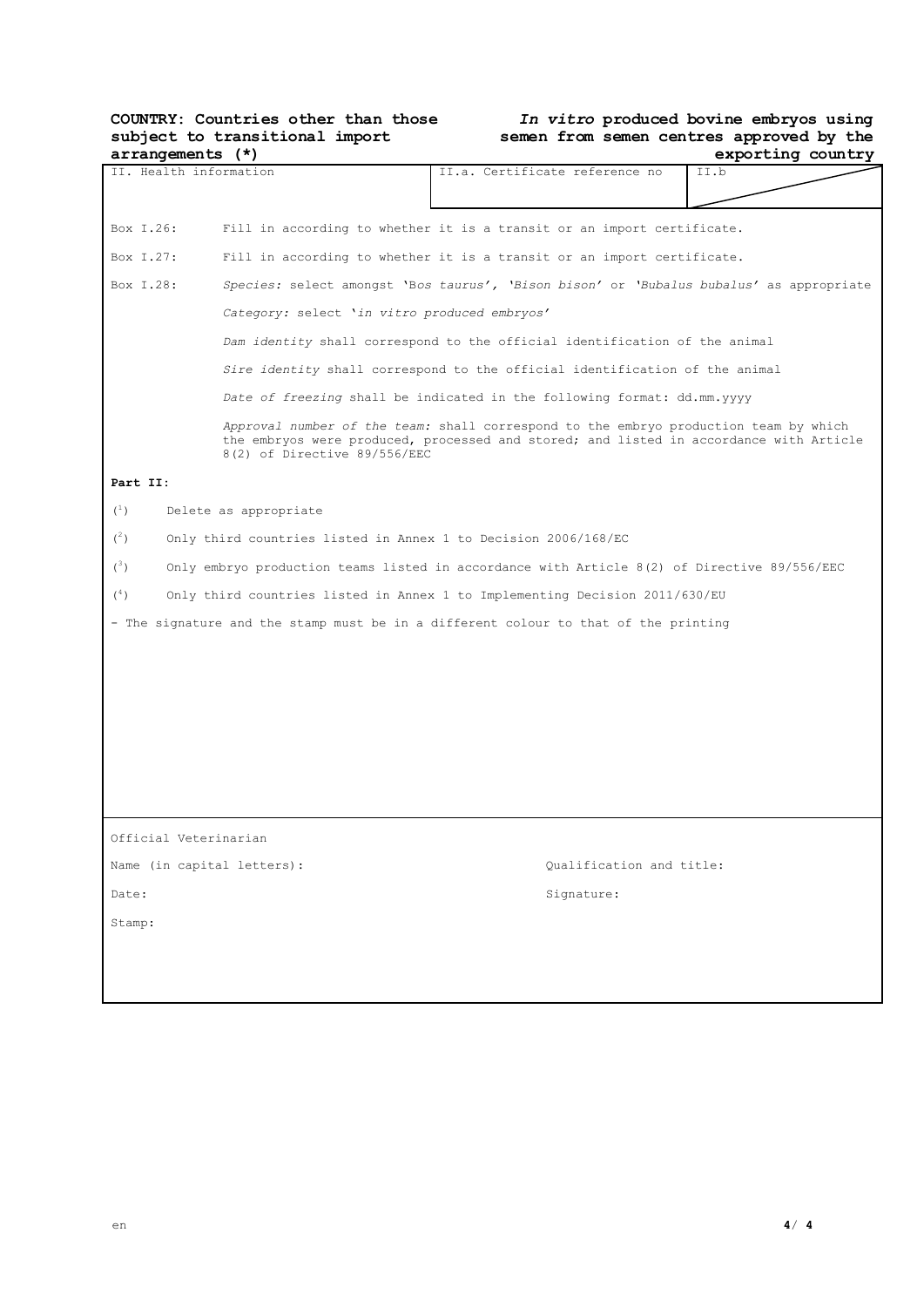**COUNTRY: Countries other than those subject to transitional import arrangements (*)**

***In vitro* produced bovine embryos using semen from semen centres approved by the exporting country**

| II. Health information | II.a. Certificate reference no | II.b |
|---|---|---|

Box I.26: Fill in according to whether it is a transit or an import certificate.

Box I.27: Fill in according to whether it is a transit or an import certificate.

Box I.28: *Species:* select amongst '*Bos taurus*', '*Bison bison*' or '*Bubalus bubalis*' as appropriate

*Category:* select '*in vitro produced embryos*'

*Dam identity* shall correspond to the official identification of the animal

*Sire identity* shall correspond to the official identification of the animal

*Date of freezing* shall be indicated in the following format: dd.mm.yyyy

*Approval number of the team:* shall correspond to the embryo production team by which the embryos were produced, processed and stored; and listed in accordance with Article 8(2) of Directive 89/556/EEC

**Part II:**

(1) Delete as appropriate

(2) Only third countries listed in Annex 1 to Decision 2006/168/EC

(3) Only embryo production teams listed in accordance with Article 8(2) of Directive 89/556/EEC

(4) Only third countries listed in Annex 1 to Implementing Decision 2011/630/EU

- The signature and the stamp must be in a different colour to that of the printing

Official Veterinarian

Name (in capital letters): Qualification and title:

Date: Signature:

Stamp: